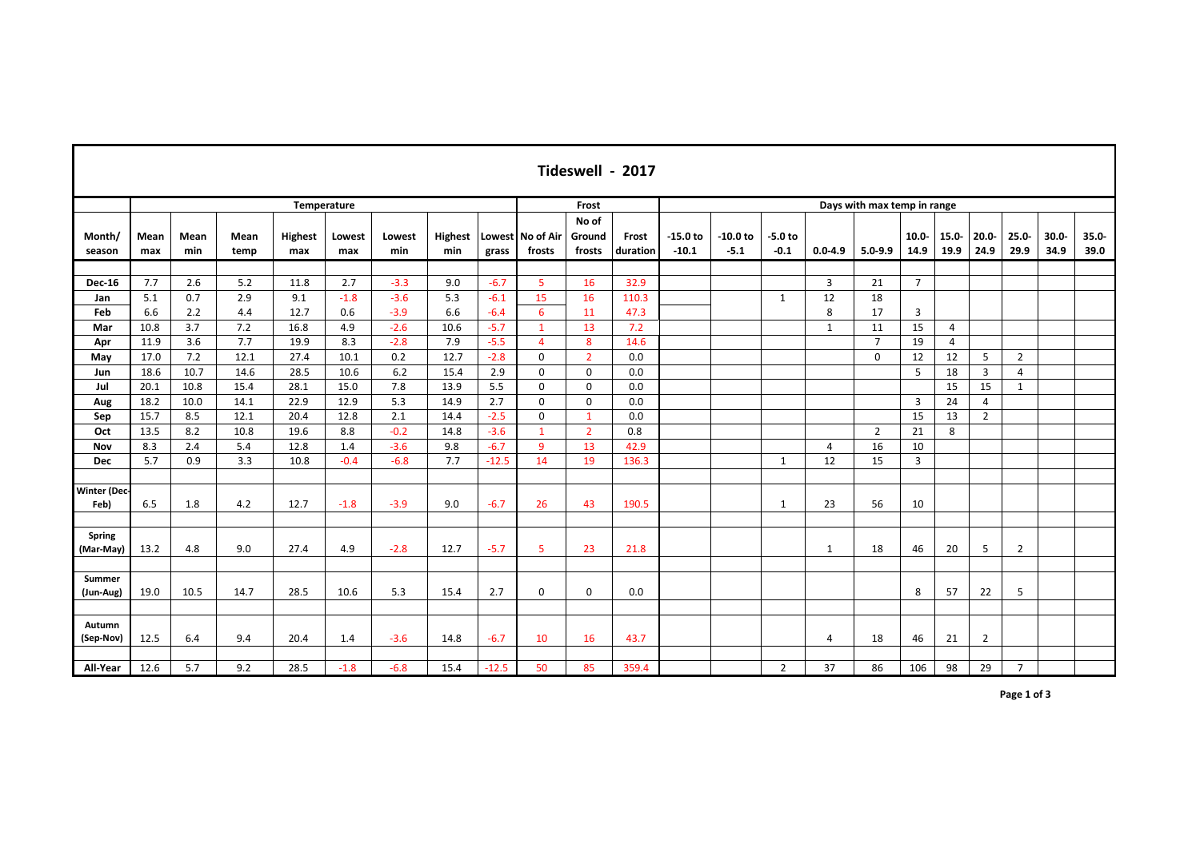# Tideswell - 2017

| | Temperature | | | | | | | | Frost | | | Days with max temp in range | | | | | | | | | | |
|---|---|---|---|---|---|---|---|---|---|---|---|---|---|---|---|---|---|---|---|---|---|---|
| Month/ season | Mean max | Mean min | Mean temp | Highest max | Lowest max | Lowest min | Highest min | Lowest grass | No of Air frosts | No of Ground frosts | Frost duration | -15.0 to -10.1 | -10.0 to -5.1 | -5.0 to -0.1 | 0.0-4.9 | 5.0-9.9 | 10.0-14.9 | 15.0-19.9 | 20.0-24.9 | 25.0-29.9 | 30.0-34.9 | 35.0-39.0 |
| Dec-16 | 7.7 | 2.6 | 5.2 | 11.8 | 2.7 | -3.3 | 9.0 | -6.7 | 5 | 16 | 32.9 | | | | 3 | 21 | 7 | | | | | |
| Jan | 5.1 | 0.7 | 2.9 | 9.1 | -1.8 | -3.6 | 5.3 | -6.1 | 15 | 16 | 110.3 | | | 1 | 12 | 18 | | | | | | |
| Feb | 6.6 | 2.2 | 4.4 | 12.7 | 0.6 | -3.9 | 6.6 | -6.4 | 6 | 11 | 47.3 | | | | 8 | 17 | 3 | | | | | |
| Mar | 10.8 | 3.7 | 7.2 | 16.8 | 4.9 | -2.6 | 10.6 | -5.7 | 1 | 13 | 7.2 | | | | 1 | 11 | 15 | 4 | | | | |
| Apr | 11.9 | 3.6 | 7.7 | 19.9 | 8.3 | -2.8 | 7.9 | -5.5 | 4 | 8 | 14.6 | | | | | 7 | 19 | 4 | | | | |
| May | 17.0 | 7.2 | 12.1 | 27.4 | 10.1 | 0.2 | 12.7 | -2.8 | 0 | 2 | 0.0 | | | | | 0 | 12 | 12 | 5 | 2 | | |
| Jun | 18.6 | 10.7 | 14.6 | 28.5 | 10.6 | 6.2 | 15.4 | 2.9 | 0 | 0 | 0.0 | | | | | | 5 | 18 | 3 | 4 | | |
| Jul | 20.1 | 10.8 | 15.4 | 28.1 | 15.0 | 7.8 | 13.9 | 5.5 | 0 | 0 | 0.0 | | | | | | | 15 | 15 | 1 | | |
| Aug | 18.2 | 10.0 | 14.1 | 22.9 | 12.9 | 5.3 | 14.9 | 2.7 | 0 | 0 | 0.0 | | | | | | 3 | 24 | 4 | | | |
| Sep | 15.7 | 8.5 | 12.1 | 20.4 | 12.8 | 2.1 | 14.4 | -2.5 | 0 | 1 | 0.0 | | | | | | 15 | 13 | 2 | | | |
| Oct | 13.5 | 8.2 | 10.8 | 19.6 | 8.8 | -0.2 | 14.8 | -3.6 | 1 | 2 | 0.8 | | | | | 2 | 21 | 8 | | | | |
| Nov | 8.3 | 2.4 | 5.4 | 12.8 | 1.4 | -3.6 | 9.8 | -6.7 | 9 | 13 | 42.9 | | | | 4 | 16 | 10 | | | | | |
| Dec | 5.7 | 0.9 | 3.3 | 10.8 | -0.4 | -6.8 | 7.7 | -12.5 | 14 | 19 | 136.3 | | | 1 | 12 | 15 | 3 | | | | | |
| Winter (Dec-Feb) | 6.5 | 1.8 | 4.2 | 12.7 | -1.8 | -3.9 | 9.0 | -6.7 | 26 | 43 | 190.5 | | | 1 | 23 | 56 | 10 | | | | | |
| Spring (Mar-May) | 13.2 | 4.8 | 9.0 | 27.4 | 4.9 | -2.8 | 12.7 | -5.7 | 5 | 23 | 21.8 | | | | 1 | 18 | 46 | 20 | 5 | 2 | | |
| Summer (Jun-Aug) | 19.0 | 10.5 | 14.7 | 28.5 | 10.6 | 5.3 | 15.4 | 2.7 | 0 | 0 | 0.0 | | | | | | 8 | 57 | 22 | 5 | | |
| Autumn (Sep-Nov) | 12.5 | 6.4 | 9.4 | 20.4 | 1.4 | -3.6 | 14.8 | -6.7 | 10 | 16 | 43.7 | | | | 4 | 18 | 46 | 21 | 2 | | | |
| All-Year | 12.6 | 5.7 | 9.2 | 28.5 | -1.8 | -6.8 | 15.4 | -12.5 | 50 | 85 | 359.4 | | | 2 | 37 | 86 | 106 | 98 | 29 | 7 | | |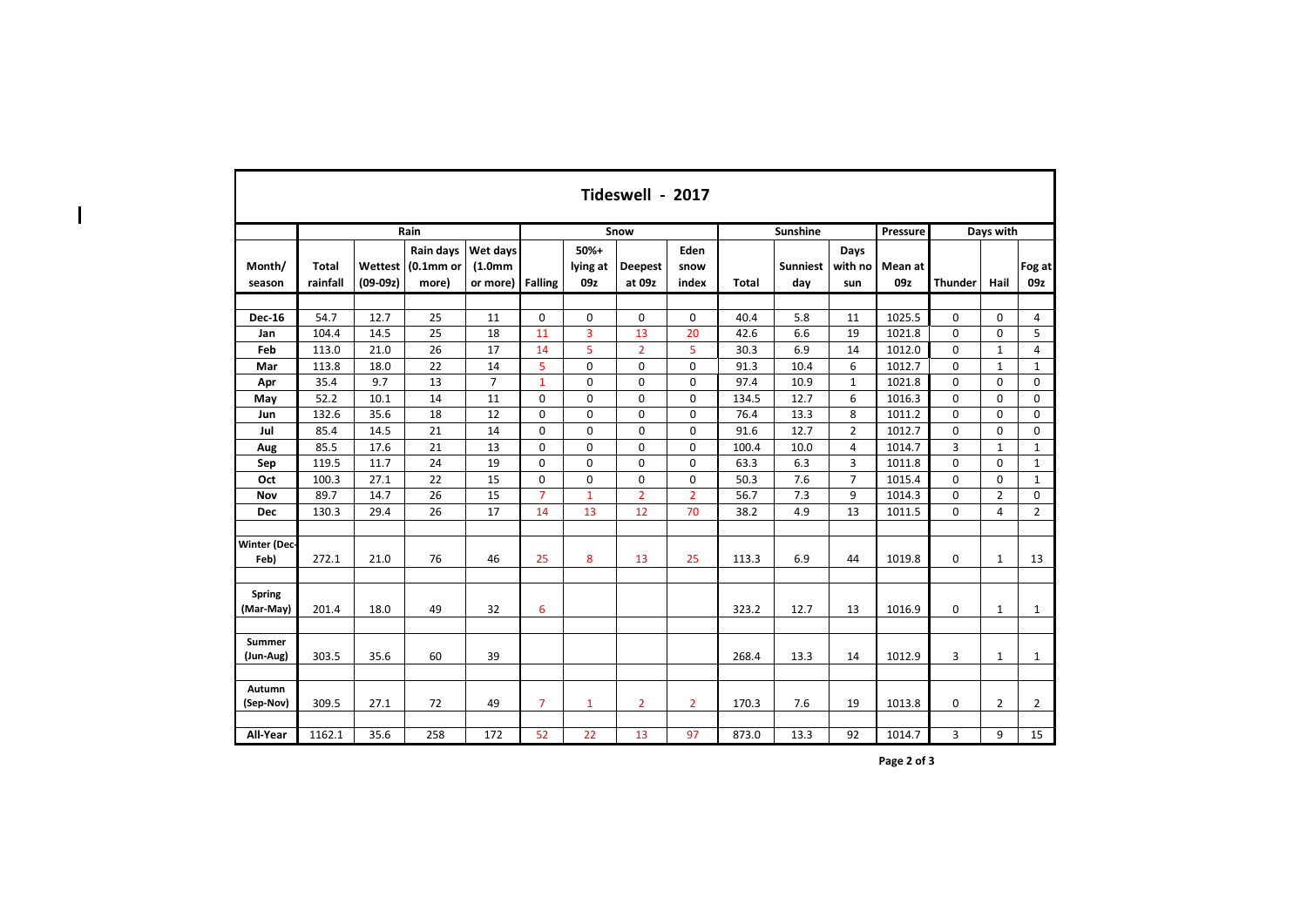# Tideswell - 2017

| Month/ season | Rain | | | | Snow | | | | Sunshine | | | Pressure | Days with | | |
|---|---|---|---|---|---|---|---|---|---|---|---|---|---|---|---|
| | Total rainfall | Wettest (09-09z) | Rain days (0.1mm or more) | Wet days (1.0mm or more) | Falling | 50%+ lying at 09z | Deepest at 09z | Eden snow index | Total | Sunniest day | Days with no sun | Mean at 09z | Thunder | Hail | Fog at 09z |
| **Dec-16** | 54.7 | 12.7 | 25 | 11 | 0 | 0 | 0 | 0 | 40.4 | 5.8 | 11 | 1025.5 | 0 | 0 | 4 |
| **Jan** | 104.4 | 14.5 | 25 | 18 | 11 | 3 | 13 | 20 | 42.6 | 6.6 | 19 | 1021.8 | 0 | 0 | 5 |
| **Feb** | 113.0 | 21.0 | 26 | 17 | 14 | 5 | 2 | 5 | 30.3 | 6.9 | 14 | 1012.0 | 0 | 1 | 4 |
| **Mar** | 113.8 | 18.0 | 22 | 14 | 5 | 0 | 0 | 0 | 91.3 | 10.4 | 6 | 1012.7 | 0 | 1 | 1 |
| **Apr** | 35.4 | 9.7 | 13 | 7 | 1 | 0 | 0 | 0 | 97.4 | 10.9 | 1 | 1021.8 | 0 | 0 | 0 |
| **May** | 52.2 | 10.1 | 14 | 11 | 0 | 0 | 0 | 0 | 134.5 | 12.7 | 6 | 1016.3 | 0 | 0 | 0 |
| **Jun** | 132.6 | 35.6 | 18 | 12 | 0 | 0 | 0 | 0 | 76.4 | 13.3 | 8 | 1011.2 | 0 | 0 | 0 |
| **Jul** | 85.4 | 14.5 | 21 | 14 | 0 | 0 | 0 | 0 | 91.6 | 12.7 | 2 | 1012.7 | 0 | 0 | 0 |
| **Aug** | 85.5 | 17.6 | 21 | 13 | 0 | 0 | 0 | 0 | 100.4 | 10.0 | 4 | 1014.7 | 3 | 1 | 1 |
| **Sep** | 119.5 | 11.7 | 24 | 19 | 0 | 0 | 0 | 0 | 63.3 | 6.3 | 3 | 1011.8 | 0 | 0 | 1 |
| **Oct** | 100.3 | 27.1 | 22 | 15 | 0 | 0 | 0 | 0 | 50.3 | 7.6 | 7 | 1015.4 | 0 | 0 | 1 |
| **Nov** | 89.7 | 14.7 | 26 | 15 | 7 | 1 | 2 | 2 | 56.7 | 7.3 | 9 | 1014.3 | 0 | 2 | 0 |
| **Dec** | 130.3 | 29.4 | 26 | 17 | 14 | 13 | 12 | 70 | 38.2 | 4.9 | 13 | 1011.5 | 0 | 4 | 2 |
| **Winter (Dec-Feb)** | 272.1 | 21.0 | 76 | 46 | 25 | 8 | 13 | 25 | 113.3 | 6.9 | 44 | 1019.8 | 0 | 1 | 13 |
| **Spring (Mar-May)** | 201.4 | 18.0 | 49 | 32 | 6 | | | | 323.2 | 12.7 | 13 | 1016.9 | 0 | 1 | 1 |
| **Summer (Jun-Aug)** | 303.5 | 35.6 | 60 | 39 | | | | | 268.4 | 13.3 | 14 | 1012.9 | 3 | 1 | 1 |
| **Autumn (Sep-Nov)** | 309.5 | 27.1 | 72 | 49 | 7 | 1 | 2 | 2 | 170.3 | 7.6 | 19 | 1013.8 | 0 | 2 | 2 |
| **All-Year** | 1162.1 | 35.6 | 258 | 172 | 52 | 22 | 13 | 97 | 873.0 | 13.3 | 92 | 1014.7 | 3 | 9 | 15 |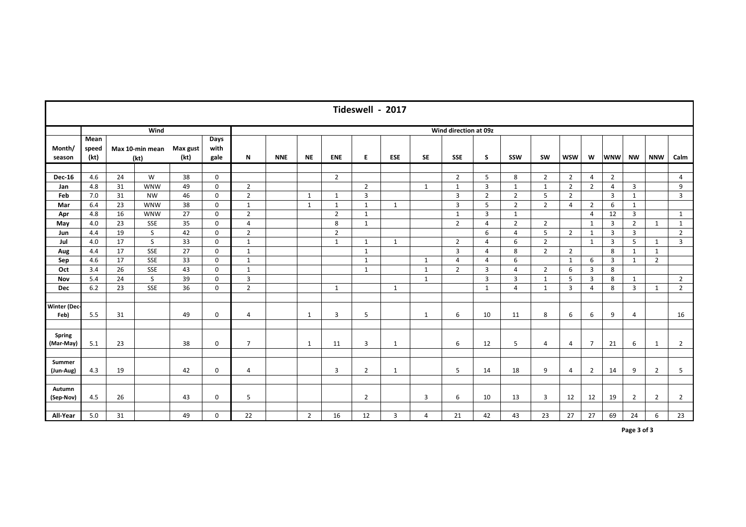# Tideswell - 2017

| Month/ season | Wind | | | | | Wind direction at 09z | | | | | | | | | | | | | | | | |
|---|---|---|---|---|---|---|---|---|---|---|---|---|---|---|---|---|---|---|---|---|---|---|
| | Mean speed (kt) | Max 10-min mean (kt) | | Max gust (kt) | Days with gale | N | NNE | NE | ENE | E | ESE | SE | SSE | S | SSW | SW | WSW | W | WNW | NW | NNW | Calm |
| Dec-16 | 4.6 | 24 | W | 38 | 0 | | | | 2 | | | | 2 | 5 | 8 | 2 | 2 | 4 | 2 | | | 4 |
| Jan | 4.8 | 31 | WNW | 49 | 0 | 2 | | | | 2 | | 1 | 1 | 3 | 1 | 1 | 2 | 2 | 4 | 3 | | 9 |
| Feb | 7.0 | 31 | NW | 46 | 0 | 2 | | 1 | 1 | 3 | | | 3 | 2 | 2 | 5 | 2 | | 3 | 1 | | 3 |
| Mar | 6.4 | 23 | WNW | 38 | 0 | 1 | | 1 | 1 | 1 | 1 | | 3 | 5 | 2 | 2 | 4 | 2 | 6 | 1 | | |
| Apr | 4.8 | 16 | WNW | 27 | 0 | 2 | | | 2 | 1 | | | 1 | 3 | 1 | | | 4 | 12 | 3 | | 1 |
| May | 4.0 | 23 | SSE | 35 | 0 | 4 | | | 8 | 1 | | | 2 | 4 | 2 | 2 | | 1 | 3 | 2 | 1 | 1 |
| Jun | 4.4 | 19 | S | 42 | 0 | 2 | | | 2 | | | | | 6 | 4 | 5 | 2 | 1 | 3 | 3 | | 2 |
| Jul | 4.0 | 17 | S | 33 | 0 | 1 | | | 1 | 1 | 1 | | 2 | 4 | 6 | 2 | | 1 | 3 | 5 | 1 | 3 |
| Aug | 4.4 | 17 | SSE | 27 | 0 | 1 | | | | 1 | | | 3 | 4 | 8 | 2 | 2 | | 8 | 1 | 1 | |
| Sep | 4.6 | 17 | SSE | 33 | 0 | 1 | | | | 1 | | 1 | 4 | 4 | 6 | | 1 | 6 | 3 | 1 | 2 | |
| Oct | 3.4 | 26 | SSE | 43 | 0 | 1 | | | | 1 | | 1 | 2 | 3 | 4 | 2 | 6 | 3 | 8 | | | |
| Nov | 5.4 | 24 | S | 39 | 0 | 3 | | | | | | 1 | | 3 | 3 | 1 | 5 | 3 | 8 | 1 | | 2 |
| Dec | 6.2 | 23 | SSE | 36 | 0 | 2 | | | 1 | | 1 | | | 1 | 4 | 1 | 3 | 4 | 8 | 3 | 1 | 2 |
| Winter (Dec-Feb) | 5.5 | 31 | | 49 | 0 | 4 | | 1 | 3 | 5 | | 1 | 6 | 10 | 11 | 8 | 6 | 6 | 9 | 4 | | 16 |
| Spring (Mar-May) | 5.1 | 23 | | 38 | 0 | 7 | | 1 | 11 | 3 | 1 | | 6 | 12 | 5 | 4 | 4 | 7 | 21 | 6 | 1 | 2 |
| Summer (Jun-Aug) | 4.3 | 19 | | 42 | 0 | 4 | | | 3 | 2 | 1 | | 5 | 14 | 18 | 9 | 4 | 2 | 14 | 9 | 2 | 5 |
| Autumn (Sep-Nov) | 4.5 | 26 | | 43 | 0 | 5 | | | | 2 | | 3 | 6 | 10 | 13 | 3 | 12 | 12 | 19 | 2 | 2 | 2 |
| All-Year | 5.0 | 31 | | 49 | 0 | 22 | | 2 | 16 | 12 | 3 | 4 | 21 | 42 | 43 | 23 | 27 | 27 | 69 | 24 | 6 | 23 |